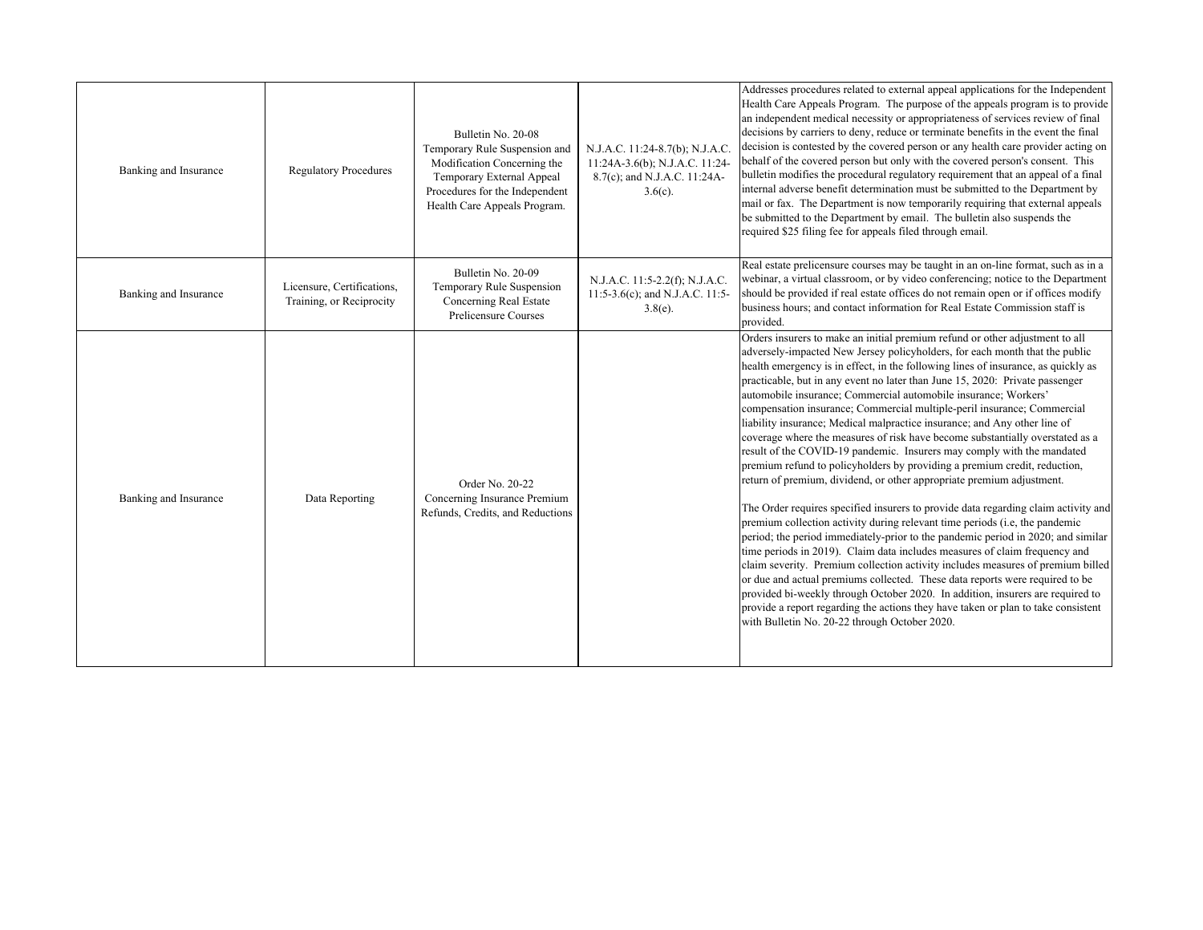| | | | | |
|---|---|---|---|---|
| Banking and Insurance | Regulatory Procedures | Bulletin No. 20-08 Temporary Rule Suspension and Modification Concerning the Temporary External Appeal Procedures for the Independent Health Care Appeals Program. | N.J.A.C. 11:24-8.7(b); N.J.A.C. 11:24A-3.6(b); N.J.A.C. 11:24-8.7(c); and N.J.A.C. 11:24A-3.6(c). | Addresses procedures related to external appeal applications for the Independent Health Care Appeals Program. The purpose of the appeals program is to provide an independent medical necessity or appropriateness of services review of final decisions by carriers to deny, reduce or terminate benefits in the event the final decision is contested by the covered person or any health care provider acting on behalf of the covered person but only with the covered person's consent. This bulletin modifies the procedural regulatory requirement that an appeal of a final internal adverse benefit determination must be submitted to the Department by mail or fax. The Department is now temporarily requiring that external appeals be submitted to the Department by email. The bulletin also suspends the required $25 filing fee for appeals filed through email. |
| Banking and Insurance | Licensure, Certifications, Training, or Reciprocity | Bulletin No. 20-09 Temporary Rule Suspension Concerning Real Estate Prelicensure Courses | N.J.A.C. 11:5-2.2(f); N.J.A.C. 11:5-3.6(c); and N.J.A.C. 11:5-3.8(e). | Real estate prelicensure courses may be taught in an on-line format, such as in a webinar, a virtual classroom, or by video conferencing; notice to the Department should be provided if real estate offices do not remain open or if offices modify business hours; and contact information for Real Estate Commission staff is provided. |
| Banking and Insurance | Data Reporting | Order No. 20-22 Concerning Insurance Premium Refunds, Credits, and Reductions | | Orders insurers to make an initial premium refund or other adjustment to all adversely-impacted New Jersey policyholders, for each month that the public health emergency is in effect, in the following lines of insurance, as quickly as practicable, but in any event no later than June 15, 2020: Private passenger automobile insurance; Commercial automobile insurance; Workers' compensation insurance; Commercial multiple-peril insurance; Commercial liability insurance; Medical malpractice insurance; and Any other line of coverage where the measures of risk have become substantially overstated as a result of the COVID-19 pandemic. Insurers may comply with the mandated premium refund to policyholders by providing a premium credit, reduction, return of premium, dividend, or other appropriate premium adjustment.<br><br>The Order requires specified insurers to provide data regarding claim activity and premium collection activity during relevant time periods (i.e, the pandemic period; the period immediately-prior to the pandemic period in 2020; and similar time periods in 2019). Claim data includes measures of claim frequency and claim severity. Premium collection activity includes measures of premium billed or due and actual premiums collected. These data reports were required to be provided bi-weekly through October 2020. In addition, insurers are required to provide a report regarding the actions they have taken or plan to take consistent with Bulletin No. 20-22 through October 2020. |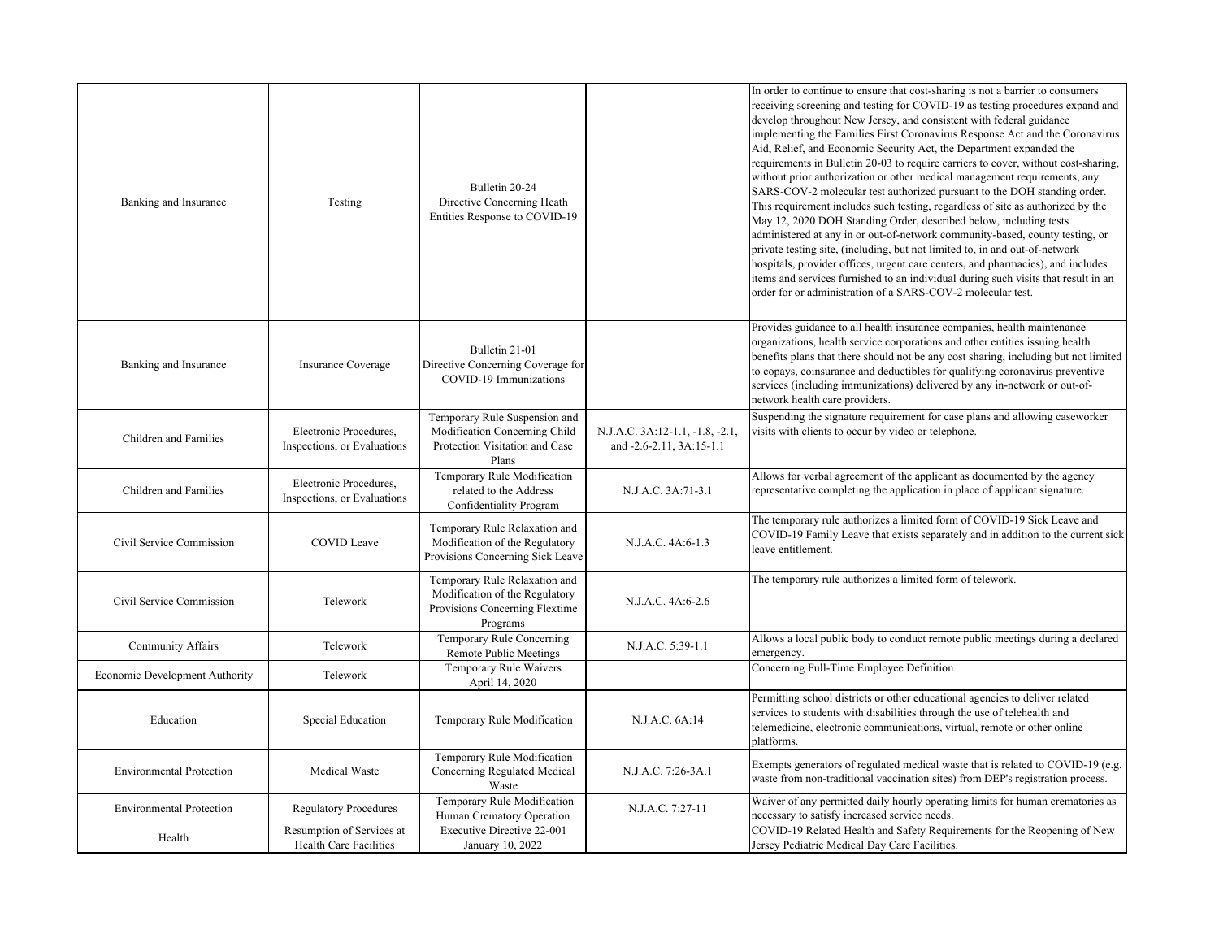| | | | | |
|---|---|---|---|---|
| Banking and Insurance | Testing | Bulletin 20-24 Directive Concerning Heath Entities Response to COVID-19 | | In order to continue to ensure that cost-sharing is not a barrier to consumers receiving screening and testing for COVID-19 as testing procedures expand and develop throughout New Jersey, and consistent with federal guidance implementing the Families First Coronavirus Response Act and the Coronavirus Aid, Relief, and Economic Security Act, the Department expanded the requirements in Bulletin 20-03 to require carriers to cover, without cost-sharing, without prior authorization or other medical management requirements, any SARS-COV-2 molecular test authorized pursuant to the DOH standing order. This requirement includes such testing, regardless of site as authorized by the May 12, 2020 DOH Standing Order, described below, including tests administered at any in or out-of-network community-based, county testing, or private testing site, (including, but not limited to, in and out-of-network hospitals, provider offices, urgent care centers, and pharmacies), and includes items and services furnished to an individual during such visits that result in an order for or administration of a SARS-COV-2 molecular test. |
| Banking and Insurance | Insurance Coverage | Bulletin 21-01 Directive Concerning Coverage for COVID-19 Immunizations | | Provides guidance to all health insurance companies, health maintenance organizations, health service corporations and other entities issuing health benefits plans that there should not be any cost sharing, including but not limited to copays, coinsurance and deductibles for qualifying coronavirus preventive services (including immunizations) delivered by any in-network or out-of-network health care providers. |
| Children and Families | Electronic Procedures, Inspections, or Evaluations | Temporary Rule Suspension and Modification Concerning Child Protection Visitation and Case Plans | N.J.A.C. 3A:12-1.1, -1.8, -2.1, and -2.6-2.11, 3A:15-1.1 | Suspending the signature requirement for case plans and allowing caseworker visits with clients to occur by video or telephone. |
| Children and Families | Electronic Procedures, Inspections, or Evaluations | Temporary Rule Modification related to the Address Confidentiality Program | N.J.A.C. 3A:71-3.1 | Allows for verbal agreement of the applicant as documented by the agency representative completing the application in place of applicant signature. |
| Civil Service Commission | COVID Leave | Temporary Rule Relaxation and Modification of the Regulatory Provisions Concerning Sick Leave | N.J.A.C. 4A:6-1.3 | The temporary rule authorizes a limited form of COVID-19 Sick Leave and COVID-19 Family Leave that exists separately and in addition to the current sick leave entitlement. |
| Civil Service Commission | Telework | Temporary Rule Relaxation and Modification of the Regulatory Provisions Concerning Flextime Programs | N.J.A.C. 4A:6-2.6 | The temporary rule authorizes a limited form of telework. |
| Community Affairs | Telework | Temporary Rule Concerning Remote Public Meetings | N.J.A.C. 5:39-1.1 | Allows a local public body to conduct remote public meetings during a declared emergency. |
| Economic Development Authority | Telework | Temporary Rule Waivers April 14, 2020 | | Concerning Full-Time Employee Definition |
| Education | Special Education | Temporary Rule Modification | N.J.A.C. 6A:14 | Permitting school districts or other educational agencies to deliver related services to students with disabilities through the use of telehealth and telemedicine, electronic communications, virtual, remote or other online platforms. |
| Environmental Protection | Medical Waste | Temporary Rule Modification Concerning Regulated Medical Waste | N.J.A.C. 7:26-3A.1 | Exempts generators of regulated medical waste that is related to COVID-19 (e.g. waste from non-traditional vaccination sites) from DEP's registration process. |
| Environmental Protection | Regulatory Procedures | Temporary Rule Modification Human Crematory Operation | N.J.A.C. 7:27-11 | Waiver of any permitted daily hourly operating limits for human crematories as necessary to satisfy increased service needs. |
| Health | Resumption of Services at Health Care Facilities | Executive Directive 22-001 January 10, 2022 | | COVID-19 Related Health and Safety Requirements for the Reopening of New Jersey Pediatric Medical Day Care Facilities. |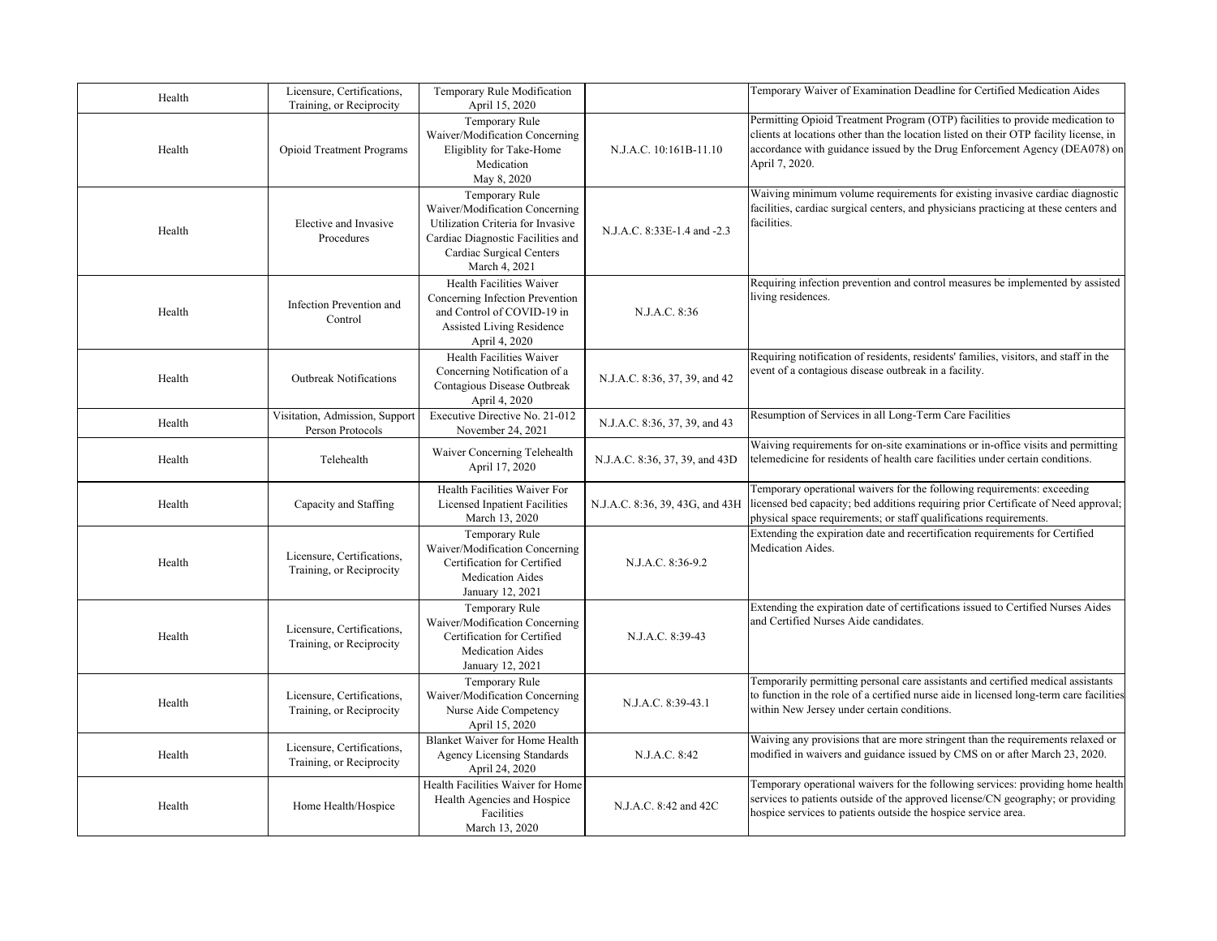| Health | Licensure, Certifications, Training, or Reciprocity | Temporary Rule Modification April 15, 2020 | | Temporary Waiver of Examination Deadline for Certified Medication Aides |
|---|---|---|---|---|
| Health | Opioid Treatment Programs | Temporary Rule Waiver/Modification Concerning Eligiblity for Take-Home Medication May 8, 2020 | N.J.A.C. 10:161B-11.10 | Permitting Opioid Treatment Program (OTP) facilities to provide medication to clients at locations other than the location listed on their OTP facility license, in accordance with guidance issued by the Drug Enforcement Agency (DEA078) on April 7, 2020. |
| Health | Elective and Invasive Procedures | Temporary Rule Waiver/Modification Concerning Utilization Criteria for Invasive Cardiac Diagnostic Facilities and Cardiac Surgical Centers March 4, 2021 | N.J.A.C. 8:33E-1.4 and -2.3 | Waiving minimum volume requirements for existing invasive cardiac diagnostic facilities, cardiac surgical centers, and physicians practicing at these centers and facilities. |
| Health | Infection Prevention and Control | Health Facilities Waiver Concerning Infection Prevention and Control of COVID-19 in Assisted Living Residence April 4, 2020 | N.J.A.C. 8:36 | Requiring infection prevention and control measures be implemented by assisted living residences. |
| Health | Outbreak Notifications | Health Facilities Waiver Concerning Notification of a Contagious Disease Outbreak April 4, 2020 | N.J.A.C. 8:36, 37, 39, and 42 | Requiring notification of residents, residents' families, visitors, and staff in the event of a contagious disease outbreak in a facility. |
| Health | Visitation, Admission, Support Person Protocols | Executive Directive No. 21-012 November 24, 2021 | N.J.A.C. 8:36, 37, 39, and 43 | Resumption of Services in all Long-Term Care Facilities |
| Health | Telehealth | Waiver Concerning Telehealth April 17, 2020 | N.J.A.C. 8:36, 37, 39, and 43D | Waiving requirements for on-site examinations or in-office visits and permitting telemedicine for residents of health care facilities under certain conditions. |
| Health | Capacity and Staffing | Health Facilities Waiver For Licensed Inpatient Facilities March 13, 2020 | N.J.A.C. 8:36, 39, 43G, and 43H | Temporary operational waivers for the following requirements: exceeding licensed bed capacity; bed additions requiring prior Certificate of Need approval; physical space requirements; or staff qualifications requirements. |
| Health | Licensure, Certifications, Training, or Reciprocity | Temporary Rule Waiver/Modification Concerning Certification for Certified Medication Aides January 12, 2021 | N.J.A.C. 8:36-9.2 | Extending the expiration date and recertification requirements for Certified Medication Aides. |
| Health | Licensure, Certifications, Training, or Reciprocity | Temporary Rule Waiver/Modification Concerning Certification for Certified Medication Aides January 12, 2021 | N.J.A.C. 8:39-43 | Extending the expiration date of certifications issued to Certified Nurses Aides and Certified Nurses Aide candidates. |
| Health | Licensure, Certifications, Training, or Reciprocity | Temporary Rule Waiver/Modification Concerning Nurse Aide Competency April 15, 2020 | N.J.A.C. 8:39-43.1 | Temporarily permitting personal care assistants and certified medical assistants to function in the role of a certified nurse aide in licensed long-term care facilities within New Jersey under certain conditions. |
| Health | Licensure, Certifications, Training, or Reciprocity | Blanket Waiver for Home Health Agency Licensing Standards April 24, 2020 | N.J.A.C. 8:42 | Waiving any provisions that are more stringent than the requirements relaxed or modified in waivers and guidance issued by CMS on or after March 23, 2020. |
| Health | Home Health/Hospice | Health Facilities Waiver for Home Health Agencies and Hospice Facilities March 13, 2020 | N.J.A.C. 8:42 and 42C | Temporary operational waivers for the following services: providing home health services to patients outside of the approved license/CN geography; or providing hospice services to patients outside the hospice service area. |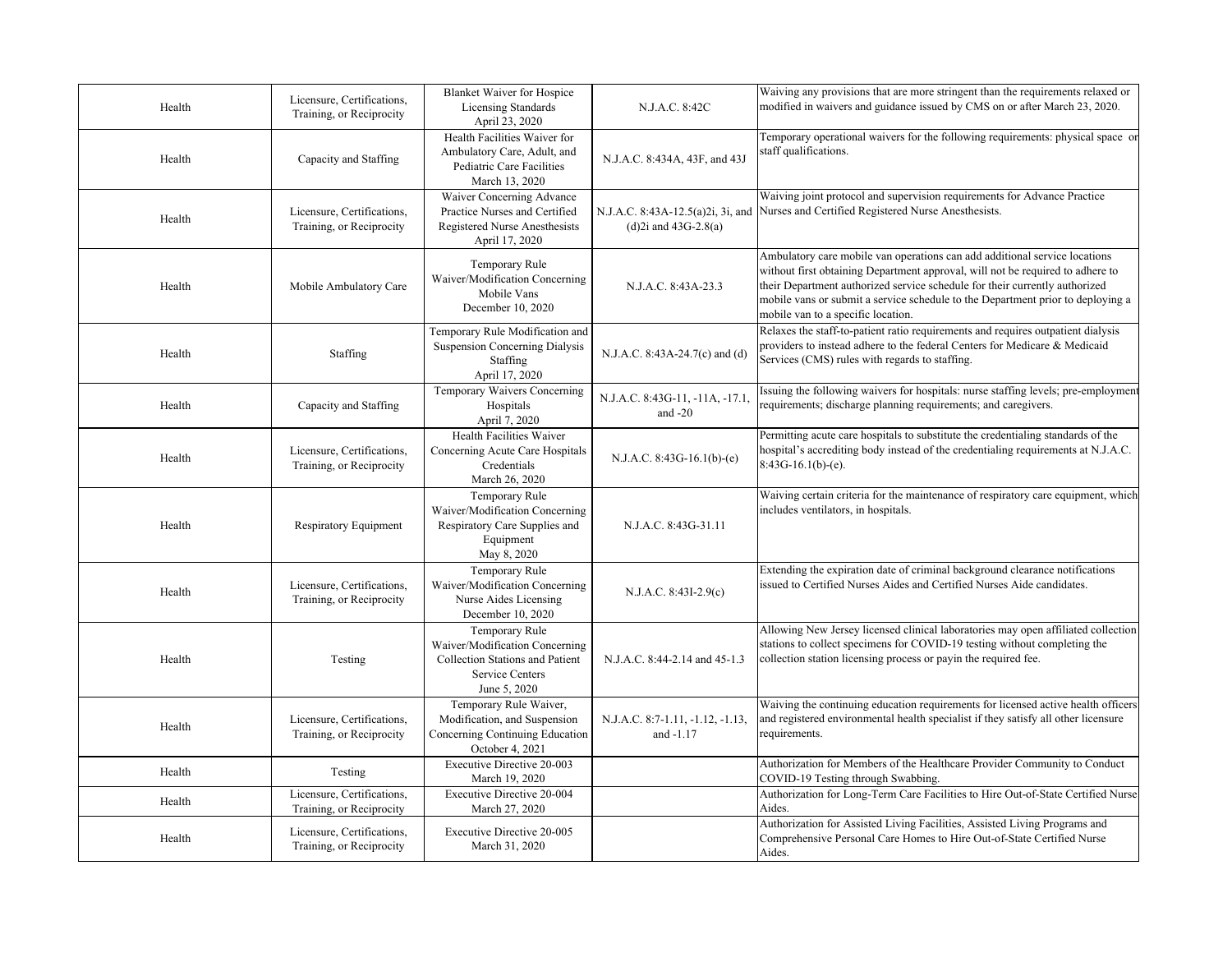| Health | Licensure, Certifications, Training, or Reciprocity | Blanket Waiver for Hospice Licensing Standards April 23, 2020 | N.J.A.C. 8:42C | Waiving any provisions that are more stringent than the requirements relaxed or modified in waivers and guidance issued by CMS on or after March 23, 2020. |
|---|---|---|---|---|
| Health | Capacity and Staffing | Health Facilities Waiver for Ambulatory Care, Adult, and Pediatric Care Facilities March 13, 2020 | N.J.A.C. 8:434A, 43F, and 43J | Temporary operational waivers for the following requirements: physical space or staff qualifications. |
| Health | Licensure, Certifications, Training, or Reciprocity | Waiver Concerning Advance Practice Nurses and Certified Registered Nurse Anesthesists April 17, 2020 | N.J.A.C. 8:43A-12.5(a)2i, 3i, and (d)2i and 43G-2.8(a) | Waiving joint protocol and supervision requirements for Advance Practice Nurses and Certified Registered Nurse Anesthesists. |
| Health | Mobile Ambulatory Care | Temporary Rule Waiver/Modification Concerning Mobile Vans December 10, 2020 | N.J.A.C. 8:43A-23.3 | Ambulatory care mobile van operations can add additional service locations without first obtaining Department approval, will not be required to adhere to their Department authorized service schedule for their currently authorized mobile vans or submit a service schedule to the Department prior to deploying a mobile van to a specific location. |
| Health | Staffing | Temporary Rule Modification and Suspension Concerning Dialysis Staffing April 17, 2020 | N.J.A.C. 8:43A-24.7(c) and (d) | Relaxes the staff-to-patient ratio requirements and requires outpatient dialysis providers to instead adhere to the federal Centers for Medicare & Medicaid Services (CMS) rules with regards to staffing. |
| Health | Capacity and Staffing | Temporary Waivers Concerning Hospitals April 7, 2020 | N.J.A.C. 8:43G-11, -11A, -17.1, and -20 | Issuing the following waivers for hospitals: nurse staffing levels; pre-employment requirements; discharge planning requirements; and caregivers. |
| Health | Licensure, Certifications, Training, or Reciprocity | Health Facilities Waiver Concerning Acute Care Hospitals Credentials March 26, 2020 | N.J.A.C. 8:43G-16.1(b)-(e) | Permitting acute care hospitals to substitute the credentialing standards of the hospital's accrediting body instead of the credentialing requirements at N.J.A.C. 8:43G-16.1(b)-(e). |
| Health | Respiratory Equipment | Temporary Rule Waiver/Modification Concerning Respiratory Care Supplies and Equipment May 8, 2020 | N.J.A.C. 8:43G-31.11 | Waiving certain criteria for the maintenance of respiratory care equipment, which includes ventilators, in hospitals. |
| Health | Licensure, Certifications, Training, or Reciprocity | Temporary Rule Waiver/Modification Concerning Nurse Aides Licensing December 10, 2020 | N.J.A.C. 8:43I-2.9(c) | Extending the expiration date of criminal background clearance notifications issued to Certified Nurses Aides and Certified Nurses Aide candidates. |
| Health | Testing | Temporary Rule Waiver/Modification Concerning Collection Stations and Patient Service Centers June 5, 2020 | N.J.A.C. 8:44-2.14 and 45-1.3 | Allowing New Jersey licensed clinical laboratories may open affiliated collection stations to collect specimens for COVID-19 testing without completing the collection station licensing process or payin the required fee. |
| Health | Licensure, Certifications, Training, or Reciprocity | Temporary Rule Waiver, Modification, and Suspension Concerning Continuing Education October 4, 2021 | N.J.A.C. 8:7-1.11, -1.12, -1.13, and -1.17 | Waiving the continuing education requirements for licensed active health officers and registered environmental health specialist if they satisfy all other licensure requirements. |
| Health | Testing | Executive Directive 20-003 March 19, 2020 | | Authorization for Members of the Healthcare Provider Community to Conduct COVID-19 Testing through Swabbing. |
| Health | Licensure, Certifications, Training, or Reciprocity | Executive Directive 20-004 March 27, 2020 | | Authorization for Long-Term Care Facilities to Hire Out-of-State Certified Nurse Aides. |
| Health | Licensure, Certifications, Training, or Reciprocity | Executive Directive 20-005 March 31, 2020 | | Authorization for Assisted Living Facilities, Assisted Living Programs and Comprehensive Personal Care Homes to Hire Out-of-State Certified Nurse Aides. |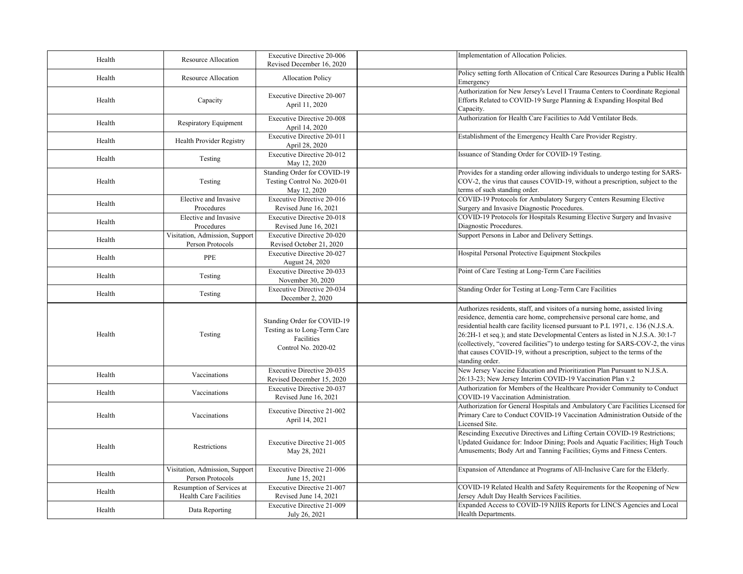| Health | Resource Allocation | Executive Directive 20-006 Revised December 16, 2020 | | Implementation of Allocation Policies. |
|---|---|---|---|---|
| Health | Resource Allocation | Allocation Policy | | Policy setting forth Allocation of Critical Care Resources During a Public Health Emergency |
| Health | Capacity | Executive Directive 20-007 April 11, 2020 | | Authorization for New Jersey's Level I Trauma Centers to Coordinate Regional Efforts Related to COVID-19 Surge Planning & Expanding Hospital Bed Capacity. |
| Health | Respiratory Equipment | Executive Directive 20-008 April 14, 2020 | | Authorization for Health Care Facilities to Add Ventilator Beds. |
| Health | Health Provider Registry | Executive Directive 20-011 April 28, 2020 | | Establishment of the Emergency Health Care Provider Registry. |
| Health | Testing | Executive Directive 20-012 May 12, 2020 | | Issuance of Standing Order for COVID-19 Testing. |
| Health | Testing | Standing Order for COVID-19 Testing Control No. 2020-01 May 12, 2020 | | Provides for a standing order allowing individuals to undergo testing for SARS-COV-2, the virus that causes COVID-19, without a prescription, subject to the terms of such standing order. |
| Health | Elective and Invasive Procedures | Executive Directive 20-016 Revised June 16, 2021 | | COVID-19 Protocols for Ambulatory Surgery Centers Resuming Elective Surgery and Invasive Diagnostic Procedures. |
| Health | Elective and Invasive Procedures | Executive Directive 20-018 Revised June 16, 2021 | | COVID-19 Protocols for Hospitals Resuming Elective Surgery and Invasive Diagnostic Procedures. |
| Health | Visitation, Admission, Support Person Protocols | Executive Directive 20-020 Revised October 21, 2020 | | Support Persons in Labor and Delivery Settings. |
| Health | PPE | Executive Directive 20-027 August 24, 2020 | | Hospital Personal Protective Equipment Stockpiles |
| Health | Testing | Executive Directive 20-033 November 30, 2020 | | Point of Care Testing at Long-Term Care Facilities |
| Health | Testing | Executive Directive 20-034 December 2, 2020 | | Standing Order for Testing at Long-Term Care Facilities |
| Health | Testing | Standing Order for COVID-19 Testing as to Long-Term Care Facilities Control No. 2020-02 | | Authorizes residents, staff, and visitors of a nursing home, assisted living residence, dementia care home, comprehensive personal care home, and residential health care facility licensed pursuant to P.L 1971, c. 136 (N.J.S.A. 26:2H-1 et seq.); and state Developmental Centers as listed in N.J.S.A. 30:1-7 (collectively, "covered facilities") to undergo testing for SARS-COV-2, the virus that causes COVID-19, without a prescription, subject to the terms of the standing order. |
| Health | Vaccinations | Executive Directive 20-035 Revised December 15, 2020 | | New Jersey Vaccine Education and Prioritization Plan Pursuant to N.J.S.A. 26:13-23; New Jersey Interim COVID-19 Vaccination Plan v.2 |
| Health | Vaccinations | Executive Directive 20-037 Revised June 16, 2021 | | Authorization for Members of the Healthcare Provider Community to Conduct COVID-19 Vaccination Administration. |
| Health | Vaccinations | Executive Directive 21-002 April 14, 2021 | | Authorization for General Hospitals and Ambulatory Care Facilities Licensed for Primary Care to Conduct COVID-19 Vaccination Administration Outside of the Licensed Site. |
| Health | Restrictions | Executive Directive 21-005 May 28, 2021 | | Rescinding Executive Directives and Lifting Certain COVID-19 Restrictions; Updated Guidance for: Indoor Dining; Pools and Aquatic Facilities; High Touch Amusements; Body Art and Tanning Facilities; Gyms and Fitness Centers. |
| Health | Visitation, Admission, Support Person Protocols | Executive Directive 21-006 June 15, 2021 | | Expansion of Attendance at Programs of All-Inclusive Care for the Elderly. |
| Health | Resumption of Services at Health Care Facilities | Executive Directive 21-007 Revised June 14, 2021 | | COVID-19 Related Health and Safety Requirements for the Reopening of New Jersey Adult Day Health Services Facilities. |
| Health | Data Reporting | Executive Directive 21-009 July 26, 2021 | | Expanded Access to COVID-19 NJIIS Reports for LINCS Agencies and Local Health Departments. |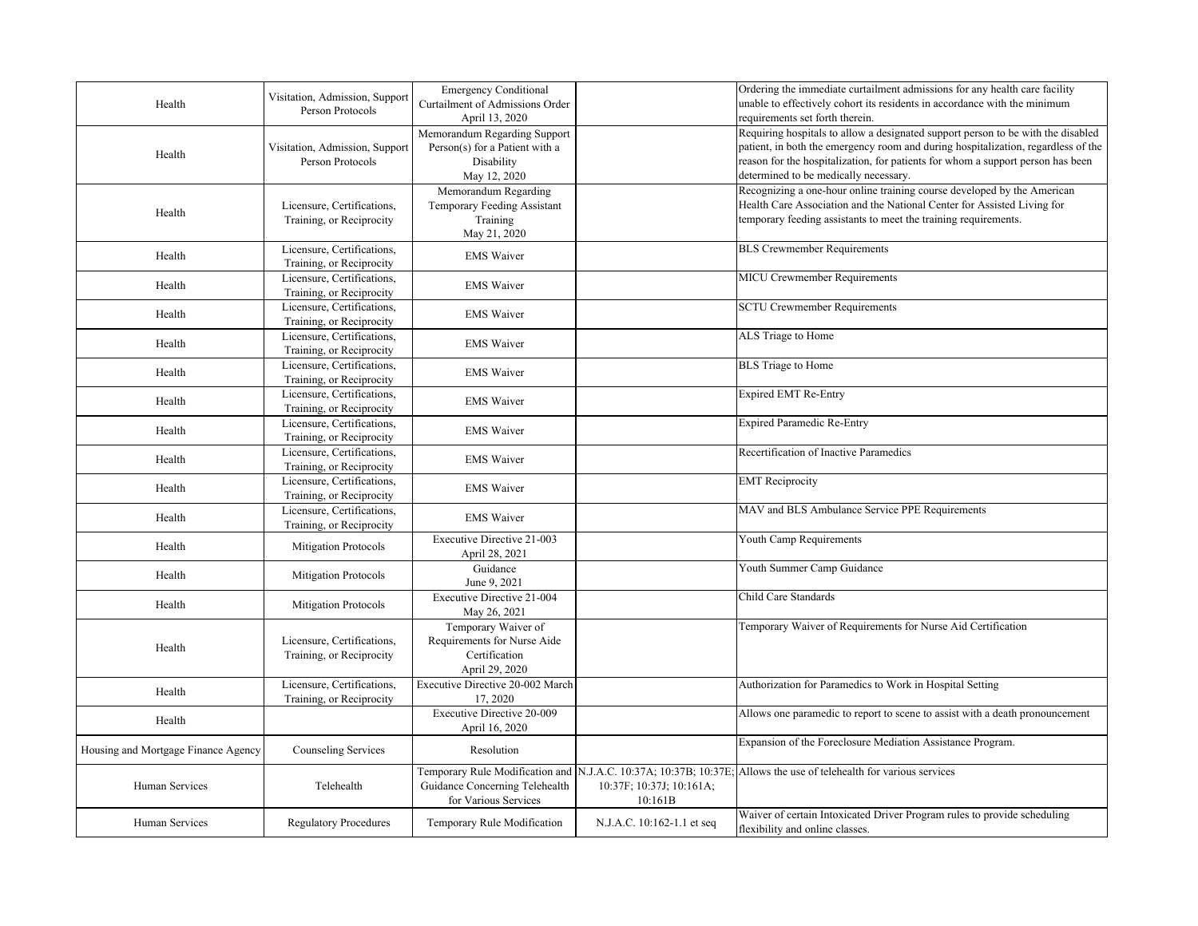| | | | | |
|---|---|---|---|---|
| Health | Visitation, Admission, Support Person Protocols | Emergency Conditional Curtailment of Admissions Order April 13, 2020 | | Ordering the immediate curtailment admissions for any health care facility unable to effectively cohort its residents in accordance with the minimum requirements set forth therein. |
| Health | Visitation, Admission, Support Person Protocols | Memorandum Regarding Support Person(s) for a Patient with a Disability May 12, 2020 | | Requiring hospitals to allow a designated support person to be with the disabled patient, in both the emergency room and during hospitalization, regardless of the reason for the hospitalization, for patients for whom a support person has been determined to be medically necessary. |
| Health | Licensure, Certifications, Training, or Reciprocity | Memorandum Regarding Temporary Feeding Assistant Training May 21, 2020 | | Recognizing a one-hour online training course developed by the American Health Care Association and the National Center for Assisted Living for temporary feeding assistants to meet the training requirements. |
| Health | Licensure, Certifications, Training, or Reciprocity | EMS Waiver | | BLS Crewmember Requirements |
| Health | Licensure, Certifications, Training, or Reciprocity | EMS Waiver | | MICU Crewmember Requirements |
| Health | Licensure, Certifications, Training, or Reciprocity | EMS Waiver | | SCTU Crewmember Requirements |
| Health | Licensure, Certifications, Training, or Reciprocity | EMS Waiver | | ALS Triage to Home |
| Health | Licensure, Certifications, Training, or Reciprocity | EMS Waiver | | BLS Triage to Home |
| Health | Licensure, Certifications, Training, or Reciprocity | EMS Waiver | | Expired EMT Re-Entry |
| Health | Licensure, Certifications, Training, or Reciprocity | EMS Waiver | | Expired Paramedic Re-Entry |
| Health | Licensure, Certifications, Training, or Reciprocity | EMS Waiver | | Recertification of Inactive Paramedics |
| Health | Licensure, Certifications, Training, or Reciprocity | EMS Waiver | | EMT Reciprocity |
| Health | Licensure, Certifications, Training, or Reciprocity | EMS Waiver | | MAV and BLS Ambulance Service PPE Requirements |
| Health | Mitigation Protocols | Executive Directive 21-003 April 28, 2021 | | Youth Camp Requirements |
| Health | Mitigation Protocols | Guidance June 9, 2021 | | Youth Summer Camp Guidance |
| Health | Mitigation Protocols | Executive Directive 21-004 May 26, 2021 | | Child Care Standards |
| Health | Licensure, Certifications, Training, or Reciprocity | Temporary Waiver of Requirements for Nurse Aide Certification April 29, 2020 | | Temporary Waiver of Requirements for Nurse Aid Certification |
| Health | Licensure, Certifications, Training, or Reciprocity | Executive Directive 20-002 March 17, 2020 | | Authorization for Paramedics to Work in Hospital Setting |
| Health | | Executive Directive 20-009 April 16, 2020 | | Allows one paramedic to report to scene to assist with a death pronouncement |
| Housing and Mortgage Finance Agency | Counseling Services | Resolution | | Expansion of the Foreclosure Mediation Assistance Program. |
| Human Services | Telehealth | Temporary Rule Modification and Guidance Concerning Telehealth for Various Services | N.J.A.C. 10:37A; 10:37B; 10:37E; 10:37F; 10:37J; 10:161A; 10:161B | Allows the use of telehealth for various services |
| Human Services | Regulatory Procedures | Temporary Rule Modification | N.J.A.C. 10:162-1.1 et seq | Waiver of certain Intoxicated Driver Program rules to provide scheduling flexibility and online classes. |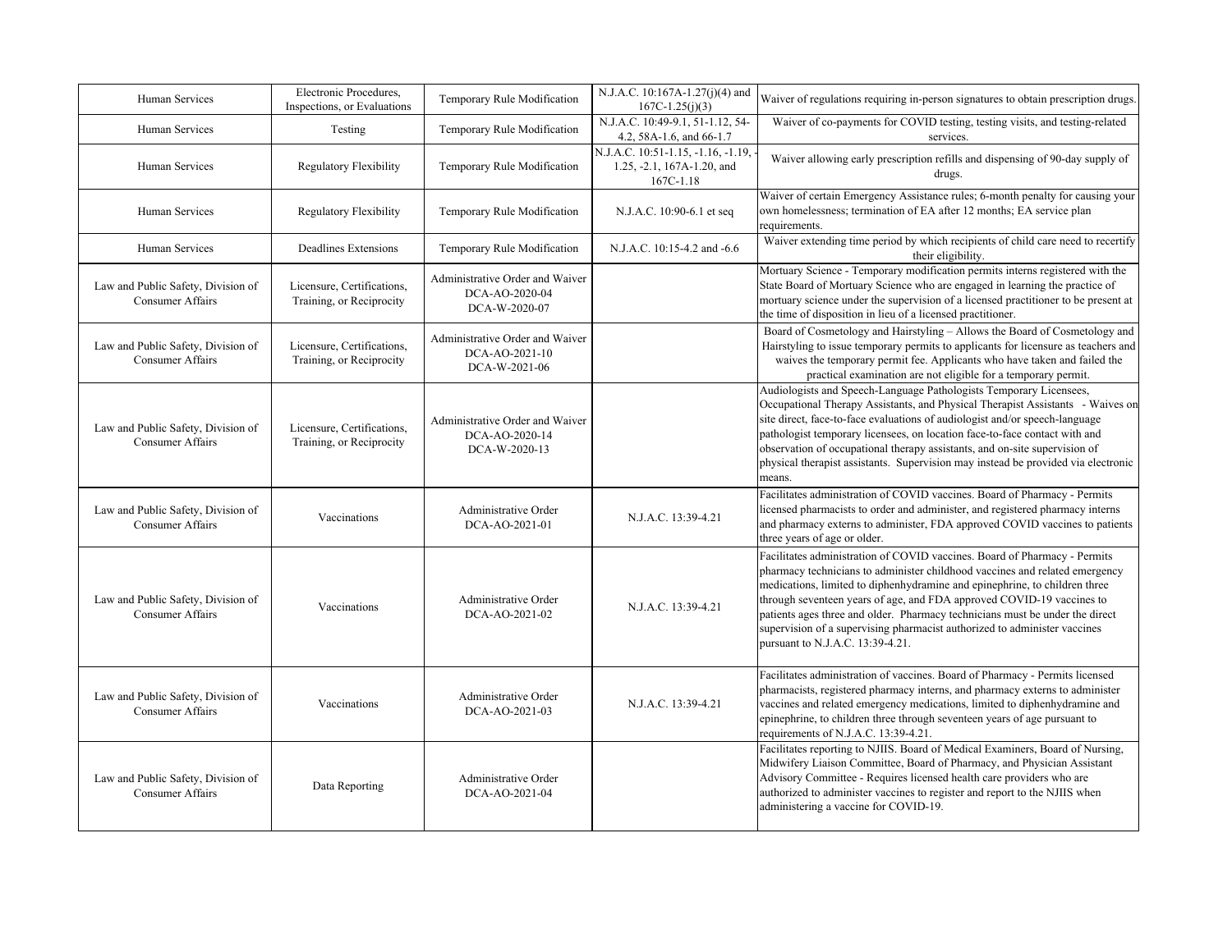| Human Services | Electronic Procedures, Inspections, or Evaluations | Temporary Rule Modification | N.J.A.C. 10:167A-1.27(j)(4) and 167C-1.25(j)(3) | Waiver of regulations requiring in-person signatures to obtain prescription drugs. |
|---|---|---|---|---|
| Human Services | Testing | Temporary Rule Modification | N.J.A.C. 10:49-9.1, 51-1.12, 54-4.2, 58A-1.6, and 66-1.7 | Waiver of co-payments for COVID testing, testing visits, and testing-related services. |
| Human Services | Regulatory Flexibility | Temporary Rule Modification | N.J.A.C. 10:51-1.15, -1.16, -1.19, -1.25, -2.1, 167A-1.20, and 167C-1.18 | Waiver allowing early prescription refills and dispensing of 90-day supply of drugs. |
| Human Services | Regulatory Flexibility | Temporary Rule Modification | N.J.A.C. 10:90-6.1 et seq | Waiver of certain Emergency Assistance rules; 6-month penalty for causing your own homelessness; termination of EA after 12 months; EA service plan requirements. |
| Human Services | Deadlines Extensions | Temporary Rule Modification | N.J.A.C. 10:15-4.2 and -6.6 | Waiver extending time period by which recipients of child care need to recertify their eligibility. |
| Law and Public Safety, Division of Consumer Affairs | Licensure, Certifications, Training, or Reciprocity | Administrative Order and Waiver DCA-AO-2020-04 DCA-W-2020-07 | | Mortuary Science - Temporary modification permits interns registered with the State Board of Mortuary Science who are engaged in learning the practice of mortuary science under the supervision of a licensed practitioner to be present at the time of disposition in lieu of a licensed practitioner. |
| Law and Public Safety, Division of Consumer Affairs | Licensure, Certifications, Training, or Reciprocity | Administrative Order and Waiver DCA-AO-2021-10 DCA-W-2021-06 | | Board of Cosmetology and Hairstyling – Allows the Board of Cosmetology and Hairstyling to issue temporary permits to applicants for licensure as teachers and waives the temporary permit fee. Applicants who have taken and failed the practical examination are not eligible for a temporary permit. |
| Law and Public Safety, Division of Consumer Affairs | Licensure, Certifications, Training, or Reciprocity | Administrative Order and Waiver DCA-AO-2020-14 DCA-W-2020-13 | | Audiologists and Speech-Language Pathologists Temporary Licensees, Occupational Therapy Assistants, and Physical Therapist Assistants - Waives on site direct, face-to-face evaluations of audiologist and/or speech-language pathologist temporary licensees, on location face-to-face contact with and observation of occupational therapy assistants, and on-site supervision of physical therapist assistants. Supervision may instead be provided via electronic means. |
| Law and Public Safety, Division of Consumer Affairs | Vaccinations | Administrative Order DCA-AO-2021-01 | N.J.A.C. 13:39-4.21 | Facilitates administration of COVID vaccines. Board of Pharmacy - Permits licensed pharmacists to order and administer, and registered pharmacy interns and pharmacy externs to administer, FDA approved COVID vaccines to patients three years of age or older. |
| Law and Public Safety, Division of Consumer Affairs | Vaccinations | Administrative Order DCA-AO-2021-02 | N.J.A.C. 13:39-4.21 | Facilitates administration of COVID vaccines. Board of Pharmacy - Permits pharmacy technicians to administer childhood vaccines and related emergency medications, limited to diphenhydramine and epinephrine, to children three through seventeen years of age, and FDA approved COVID-19 vaccines to patients ages three and older. Pharmacy technicians must be under the direct supervision of a supervising pharmacist authorized to administer vaccines pursuant to N.J.A.C. 13:39-4.21. |
| Law and Public Safety, Division of Consumer Affairs | Vaccinations | Administrative Order DCA-AO-2021-03 | N.J.A.C. 13:39-4.21 | Facilitates administration of vaccines. Board of Pharmacy - Permits licensed pharmacists, registered pharmacy interns, and pharmacy externs to administer vaccines and related emergency medications, limited to diphenhydramine and epinephrine, to children three through seventeen years of age pursuant to requirements of N.J.A.C. 13:39-4.21. |
| Law and Public Safety, Division of Consumer Affairs | Data Reporting | Administrative Order DCA-AO-2021-04 | | Facilitates reporting to NJIIS. Board of Medical Examiners, Board of Nursing, Midwifery Liaison Committee, Board of Pharmacy, and Physician Assistant Advisory Committee - Requires licensed health care providers who are authorized to administer vaccines to register and report to the NJIIS when administering a vaccine for COVID-19. |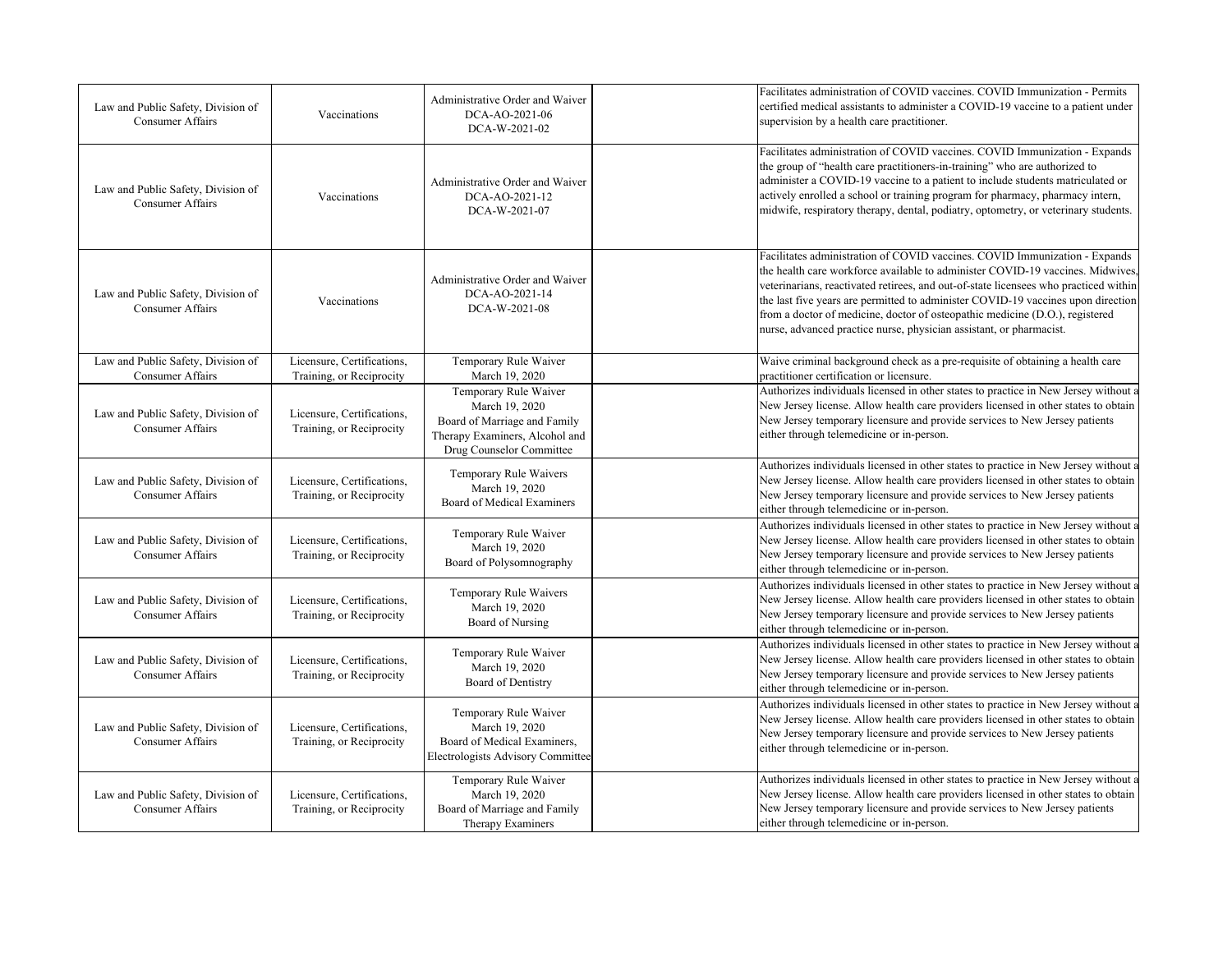| | | | | |
|---|---|---|---|---|
| Law and Public Safety, Division of Consumer Affairs | Vaccinations | Administrative Order and Waiver DCA-AO-2021-06 DCA-W-2021-02 | | Facilitates administration of COVID vaccines. COVID Immunization - Permits certified medical assistants to administer a COVID-19 vaccine to a patient under supervision by a health care practitioner. |
| Law and Public Safety, Division of Consumer Affairs | Vaccinations | Administrative Order and Waiver DCA-AO-2021-12 DCA-W-2021-07 | | Facilitates administration of COVID vaccines. COVID Immunization - Expands the group of "health care practitioners-in-training" who are authorized to administer a COVID-19 vaccine to a patient to include students matriculated or actively enrolled a school or training program for pharmacy, pharmacy intern, midwife, respiratory therapy, dental, podiatry, optometry, or veterinary students. |
| Law and Public Safety, Division of Consumer Affairs | Vaccinations | Administrative Order and Waiver DCA-AO-2021-14 DCA-W-2021-08 | | Facilitates administration of COVID vaccines. COVID Immunization - Expands the health care workforce available to administer COVID-19 vaccines. Midwives, veterinarians, reactivated retirees, and out-of-state licensees who practiced within the last five years are permitted to administer COVID-19 vaccines upon direction from a doctor of medicine, doctor of osteopathic medicine (D.O.), registered nurse, advanced practice nurse, physician assistant, or pharmacist. |
| Law and Public Safety, Division of Consumer Affairs | Licensure, Certifications, Training, or Reciprocity | Temporary Rule Waiver March 19, 2020 | | Waive criminal background check as a pre-requisite of obtaining a health care practitioner certification or licensure. |
| Law and Public Safety, Division of Consumer Affairs | Licensure, Certifications, Training, or Reciprocity | Temporary Rule Waiver March 19, 2020 Board of Marriage and Family Therapy Examiners, Alcohol and Drug Counselor Committee | | Authorizes individuals licensed in other states to practice in New Jersey without a New Jersey license. Allow health care providers licensed in other states to obtain New Jersey temporary licensure and provide services to New Jersey patients either through telemedicine or in-person. |
| Law and Public Safety, Division of Consumer Affairs | Licensure, Certifications, Training, or Reciprocity | Temporary Rule Waivers March 19, 2020 Board of Medical Examiners | | Authorizes individuals licensed in other states to practice in New Jersey without a New Jersey license. Allow health care providers licensed in other states to obtain New Jersey temporary licensure and provide services to New Jersey patients either through telemedicine or in-person. |
| Law and Public Safety, Division of Consumer Affairs | Licensure, Certifications, Training, or Reciprocity | Temporary Rule Waiver March 19, 2020 Board of Polysomnography | | Authorizes individuals licensed in other states to practice in New Jersey without a New Jersey license. Allow health care providers licensed in other states to obtain New Jersey temporary licensure and provide services to New Jersey patients either through telemedicine or in-person. |
| Law and Public Safety, Division of Consumer Affairs | Licensure, Certifications, Training, or Reciprocity | Temporary Rule Waivers March 19, 2020 Board of Nursing | | Authorizes individuals licensed in other states to practice in New Jersey without a New Jersey license. Allow health care providers licensed in other states to obtain New Jersey temporary licensure and provide services to New Jersey patients either through telemedicine or in-person. |
| Law and Public Safety, Division of Consumer Affairs | Licensure, Certifications, Training, or Reciprocity | Temporary Rule Waiver March 19, 2020 Board of Dentistry | | Authorizes individuals licensed in other states to practice in New Jersey without a New Jersey license. Allow health care providers licensed in other states to obtain New Jersey temporary licensure and provide services to New Jersey patients either through telemedicine or in-person. |
| Law and Public Safety, Division of Consumer Affairs | Licensure, Certifications, Training, or Reciprocity | Temporary Rule Waiver March 19, 2020 Board of Medical Examiners, Electrologists Advisory Committee | | Authorizes individuals licensed in other states to practice in New Jersey without a New Jersey license. Allow health care providers licensed in other states to obtain New Jersey temporary licensure and provide services to New Jersey patients either through telemedicine or in-person. |
| Law and Public Safety, Division of Consumer Affairs | Licensure, Certifications, Training, or Reciprocity | Temporary Rule Waiver March 19, 2020 Board of Marriage and Family Therapy Examiners | | Authorizes individuals licensed in other states to practice in New Jersey without a New Jersey license. Allow health care providers licensed in other states to obtain New Jersey temporary licensure and provide services to New Jersey patients either through telemedicine or in-person. |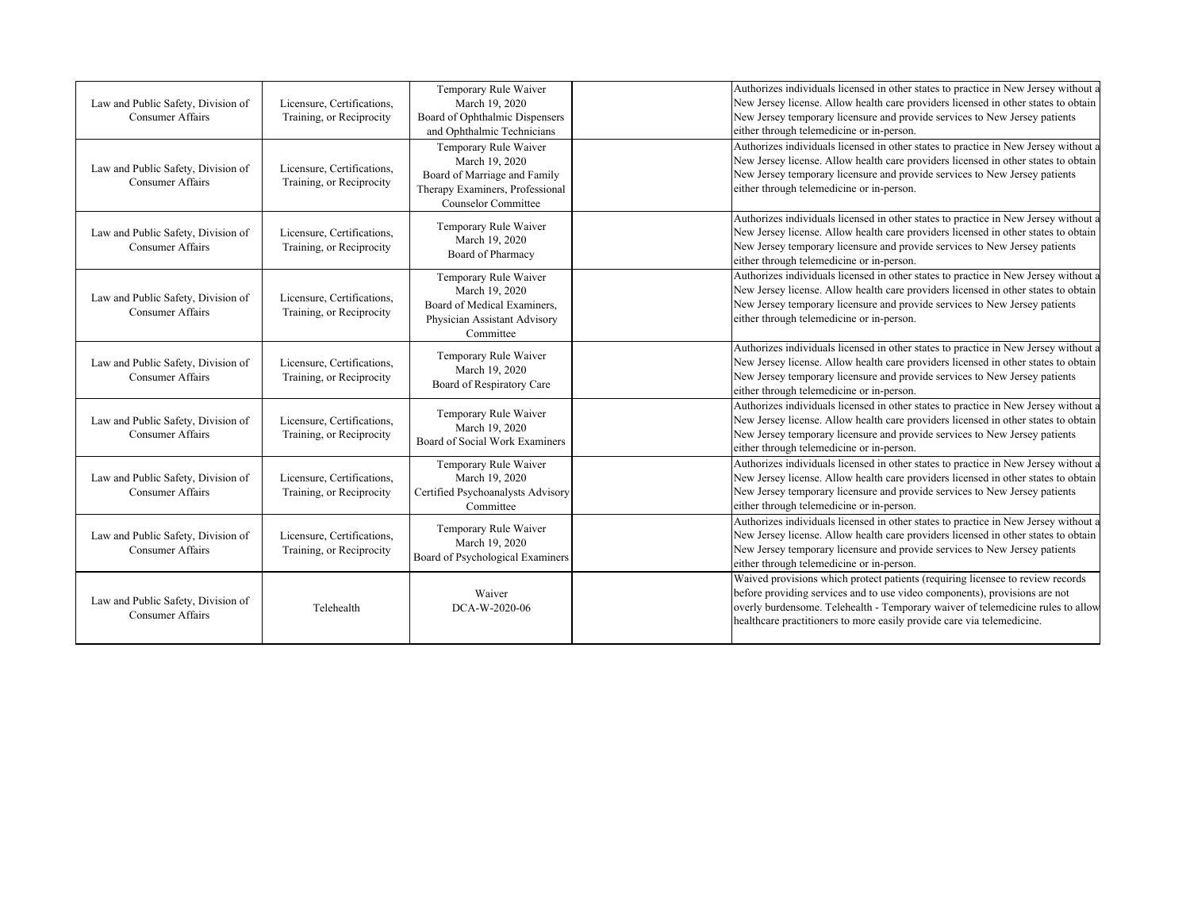| | | | | |
|---|---|---|---|---|
| Law and Public Safety, Division of Consumer Affairs | Licensure, Certifications, Training, or Reciprocity | Temporary Rule Waiver March 19, 2020 Board of Ophthalmic Dispensers and Ophthalmic Technicians | | Authorizes individuals licensed in other states to practice in New Jersey without a New Jersey license. Allow health care providers licensed in other states to obtain New Jersey temporary licensure and provide services to New Jersey patients either through telemedicine or in-person. |
| Law and Public Safety, Division of Consumer Affairs | Licensure, Certifications, Training, or Reciprocity | Temporary Rule Waiver March 19, 2020 Board of Marriage and Family Therapy Examiners, Professional Counselor Committee | | Authorizes individuals licensed in other states to practice in New Jersey without a New Jersey license. Allow health care providers licensed in other states to obtain New Jersey temporary licensure and provide services to New Jersey patients either through telemedicine or in-person. |
| Law and Public Safety, Division of Consumer Affairs | Licensure, Certifications, Training, or Reciprocity | Temporary Rule Waiver March 19, 2020 Board of Pharmacy | | Authorizes individuals licensed in other states to practice in New Jersey without a New Jersey license. Allow health care providers licensed in other states to obtain New Jersey temporary licensure and provide services to New Jersey patients either through telemedicine or in-person. |
| Law and Public Safety, Division of Consumer Affairs | Licensure, Certifications, Training, or Reciprocity | Temporary Rule Waiver March 19, 2020 Board of Medical Examiners, Physician Assistant Advisory Committee | | Authorizes individuals licensed in other states to practice in New Jersey without a New Jersey license. Allow health care providers licensed in other states to obtain New Jersey temporary licensure and provide services to New Jersey patients either through telemedicine or in-person. |
| Law and Public Safety, Division of Consumer Affairs | Licensure, Certifications, Training, or Reciprocity | Temporary Rule Waiver March 19, 2020 Board of Respiratory Care | | Authorizes individuals licensed in other states to practice in New Jersey without a New Jersey license. Allow health care providers licensed in other states to obtain New Jersey temporary licensure and provide services to New Jersey patients either through telemedicine or in-person. |
| Law and Public Safety, Division of Consumer Affairs | Licensure, Certifications, Training, or Reciprocity | Temporary Rule Waiver March 19, 2020 Board of Social Work Examiners | | Authorizes individuals licensed in other states to practice in New Jersey without a New Jersey license. Allow health care providers licensed in other states to obtain New Jersey temporary licensure and provide services to New Jersey patients either through telemedicine or in-person. |
| Law and Public Safety, Division of Consumer Affairs | Licensure, Certifications, Training, or Reciprocity | Temporary Rule Waiver March 19, 2020 Certified Psychoanalysts Advisory Committee | | Authorizes individuals licensed in other states to practice in New Jersey without a New Jersey license. Allow health care providers licensed in other states to obtain New Jersey temporary licensure and provide services to New Jersey patients either through telemedicine or in-person. |
| Law and Public Safety, Division of Consumer Affairs | Licensure, Certifications, Training, or Reciprocity | Temporary Rule Waiver March 19, 2020 Board of Psychological Examiners | | Authorizes individuals licensed in other states to practice in New Jersey without a New Jersey license. Allow health care providers licensed in other states to obtain New Jersey temporary licensure and provide services to New Jersey patients either through telemedicine or in-person. |
| Law and Public Safety, Division of Consumer Affairs | Telehealth | Waiver DCA-W-2020-06 | | Waived provisions which protect patients (requiring licensee to review records before providing services and to use video components), provisions are not overly burdensome. Telehealth - Temporary waiver of telemedicine rules to allow healthcare practitioners to more easily provide care via telemedicine. |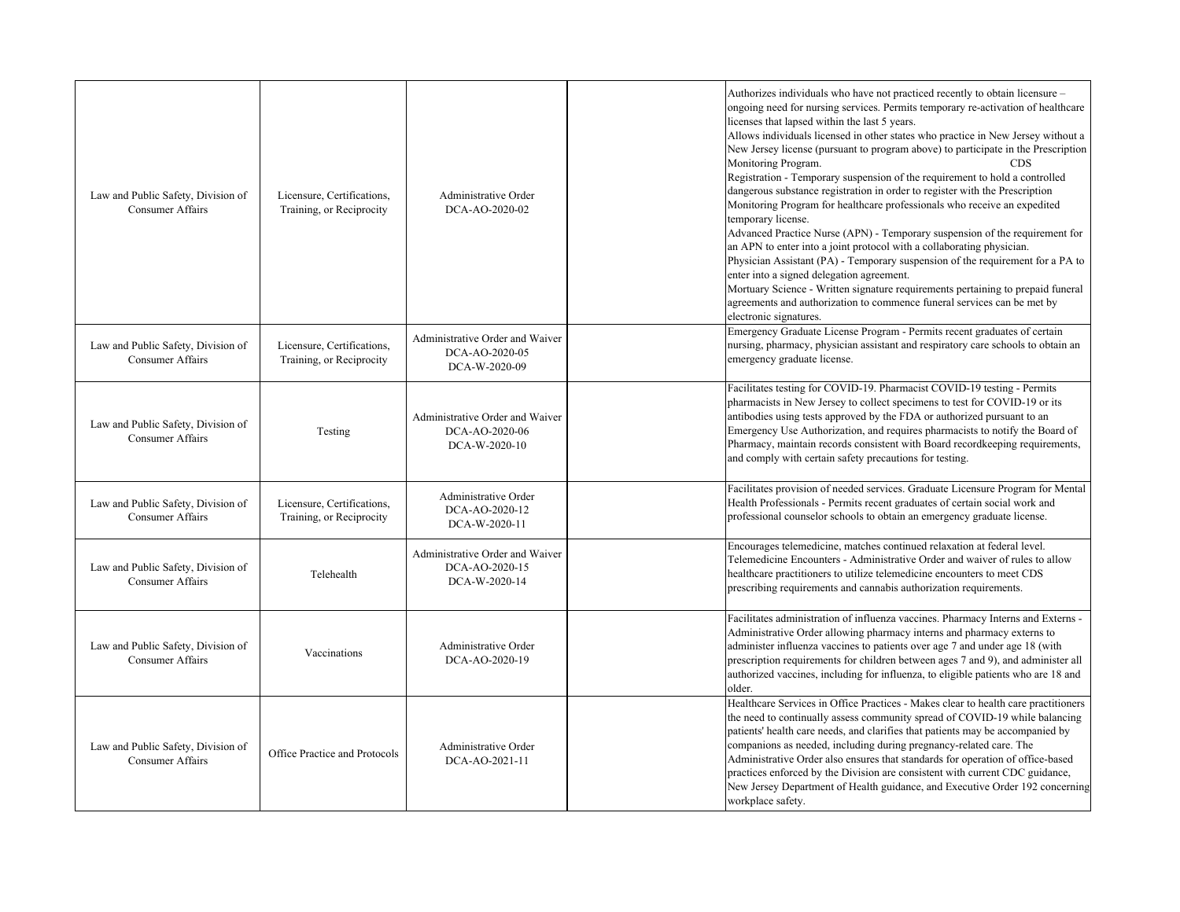| | | | | |
|---|---|---|---|---|
| Law and Public Safety, Division of Consumer Affairs | Licensure, Certifications, Training, or Reciprocity | Administrative Order DCA-AO-2020-02 | | Authorizes individuals who have not practiced recently to obtain licensure – ongoing need for nursing services. Permits temporary re-activation of healthcare licenses that lapsed within the last 5 years. Allows individuals licensed in other states who practice in New Jersey without a New Jersey license (pursuant to program above) to participate in the Prescription Monitoring Program. CDS Registration - Temporary suspension of the requirement to hold a controlled dangerous substance registration in order to register with the Prescription Monitoring Program for healthcare professionals who receive an expedited temporary license. Advanced Practice Nurse (APN) - Temporary suspension of the requirement for an APN to enter into a joint protocol with a collaborating physician. Physician Assistant (PA) - Temporary suspension of the requirement for a PA to enter into a signed delegation agreement. Mortuary Science - Written signature requirements pertaining to prepaid funeral agreements and authorization to commence funeral services can be met by electronic signatures. |
| Law and Public Safety, Division of Consumer Affairs | Licensure, Certifications, Training, or Reciprocity | Administrative Order and Waiver DCA-AO-2020-05 DCA-W-2020-09 | | Emergency Graduate License Program - Permits recent graduates of certain nursing, pharmacy, physician assistant and respiratory care schools to obtain an emergency graduate license. |
| Law and Public Safety, Division of Consumer Affairs | Testing | Administrative Order and Waiver DCA-AO-2020-06 DCA-W-2020-10 | | Facilitates testing for COVID-19. Pharmacist COVID-19 testing - Permits pharmacists in New Jersey to collect specimens to test for COVID-19 or its antibodies using tests approved by the FDA or authorized pursuant to an Emergency Use Authorization, and requires pharmacists to notify the Board of Pharmacy, maintain records consistent with Board recordkeeping requirements, and comply with certain safety precautions for testing. |
| Law and Public Safety, Division of Consumer Affairs | Licensure, Certifications, Training, or Reciprocity | Administrative Order DCA-AO-2020-12 DCA-W-2020-11 | | Facilitates provision of needed services. Graduate Licensure Program for Mental Health Professionals - Permits recent graduates of certain social work and professional counselor schools to obtain an emergency graduate license. |
| Law and Public Safety, Division of Consumer Affairs | Telehealth | Administrative Order and Waiver DCA-AO-2020-15 DCA-W-2020-14 | | Encourages telemedicine, matches continued relaxation at federal level. Telemedicine Encounters - Administrative Order and waiver of rules to allow healthcare practitioners to utilize telemedicine encounters to meet CDS prescribing requirements and cannabis authorization requirements. |
| Law and Public Safety, Division of Consumer Affairs | Vaccinations | Administrative Order DCA-AO-2020-19 | | Facilitates administration of influenza vaccines. Pharmacy Interns and Externs - Administrative Order allowing pharmacy interns and pharmacy externs to administer influenza vaccines to patients over age 7 and under age 18 (with prescription requirements for children between ages 7 and 9), and administer all authorized vaccines, including for influenza, to eligible patients who are 18 and older. |
| Law and Public Safety, Division of Consumer Affairs | Office Practice and Protocols | Administrative Order DCA-AO-2021-11 | | Healthcare Services in Office Practices - Makes clear to health care practitioners the need to continually assess community spread of COVID-19 while balancing patients' health care needs, and clarifies that patients may be accompanied by companions as needed, including during pregnancy-related care. The Administrative Order also ensures that standards for operation of office-based practices enforced by the Division are consistent with current CDC guidance, New Jersey Department of Health guidance, and Executive Order 192 concerning workplace safety. |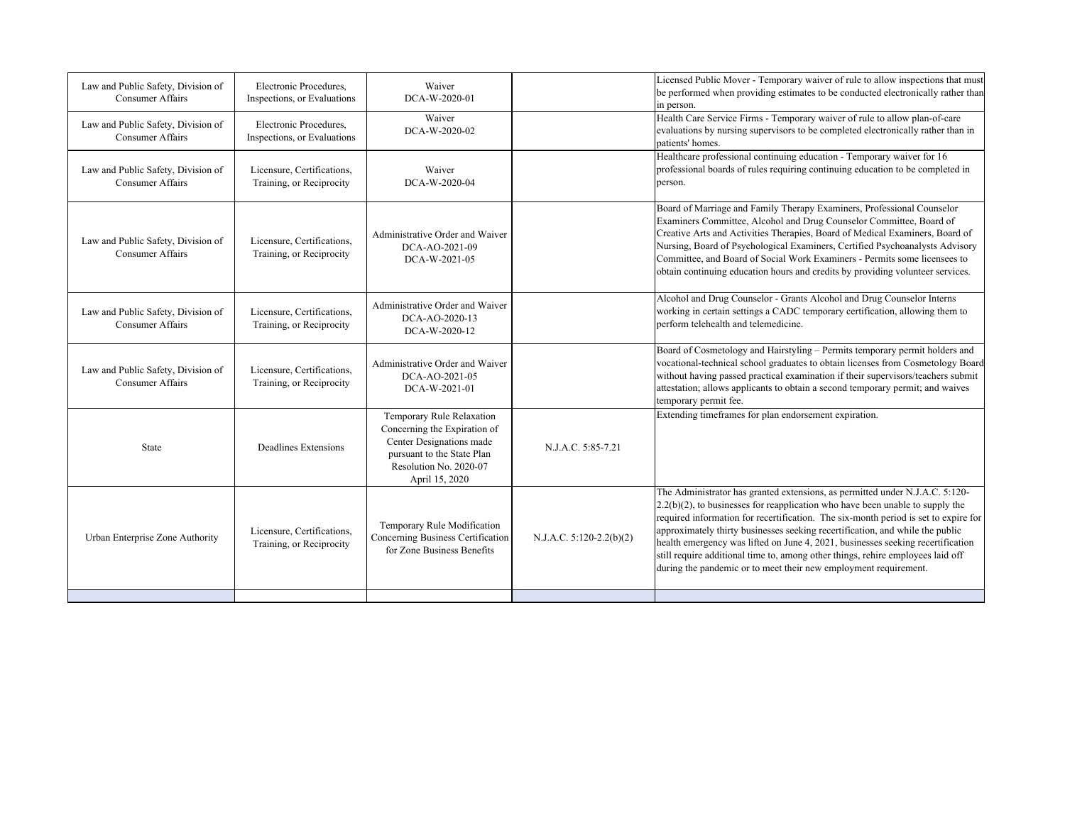| | | | | |
|---|---|---|---|---|
| Law and Public Safety, Division of Consumer Affairs | Electronic Procedures, Inspections, or Evaluations | Waiver DCA-W-2020-01 | | Licensed Public Mover - Temporary waiver of rule to allow inspections that must be performed when providing estimates to be conducted electronically rather than in person. |
| Law and Public Safety, Division of Consumer Affairs | Electronic Procedures, Inspections, or Evaluations | Waiver DCA-W-2020-02 | | Health Care Service Firms - Temporary waiver of rule to allow plan-of-care evaluations by nursing supervisors to be completed electronically rather than in patients' homes. |
| Law and Public Safety, Division of Consumer Affairs | Licensure, Certifications, Training, or Reciprocity | Waiver DCA-W-2020-04 | | Healthcare professional continuing education - Temporary waiver for 16 professional boards of rules requiring continuing education to be completed in person. |
| Law and Public Safety, Division of Consumer Affairs | Licensure, Certifications, Training, or Reciprocity | Administrative Order and Waiver DCA-AO-2021-09 DCA-W-2021-05 | | Board of Marriage and Family Therapy Examiners, Professional Counselor Examiners Committee, Alcohol and Drug Counselor Committee, Board of Creative Arts and Activities Therapies, Board of Medical Examiners, Board of Nursing, Board of Psychological Examiners, Certified Psychoanalysts Advisory Committee, and Board of Social Work Examiners - Permits some licensees to obtain continuing education hours and credits by providing volunteer services. |
| Law and Public Safety, Division of Consumer Affairs | Licensure, Certifications, Training, or Reciprocity | Administrative Order and Waiver DCA-AO-2020-13 DCA-W-2020-12 | | Alcohol and Drug Counselor - Grants Alcohol and Drug Counselor Interns working in certain settings a CADC temporary certification, allowing them to perform telehealth and telemedicine. |
| Law and Public Safety, Division of Consumer Affairs | Licensure, Certifications, Training, or Reciprocity | Administrative Order and Waiver DCA-AO-2021-05 DCA-W-2021-01 | | Board of Cosmetology and Hairstyling – Permits temporary permit holders and vocational-technical school graduates to obtain licenses from Cosmetology Board without having passed practical examination if their supervisors/teachers submit attestation; allows applicants to obtain a second temporary permit; and waives temporary permit fee. |
| State | Deadlines Extensions | Temporary Rule Relaxation Concerning the Expiration of Center Designations made pursuant to the State Plan Resolution No. 2020-07 April 15, 2020 | N.J.A.C. 5:85-7.21 | Extending timeframes for plan endorsement expiration. |
| Urban Enterprise Zone Authority | Licensure, Certifications, Training, or Reciprocity | Temporary Rule Modification Concerning Business Certification for Zone Business Benefits | N.J.A.C. 5:120-2.2(b)(2) | The Administrator has granted extensions, as permitted under N.J.A.C. 5:120-2.2(b)(2), to businesses for reapplication who have been unable to supply the required information for recertification. The six-month period is set to expire for approximately thirty businesses seeking recertification, and while the public health emergency was lifted on June 4, 2021, businesses seeking recertification still require additional time to, among other things, rehire employees laid off during the pandemic or to meet their new employment requirement. |
| | | | | |